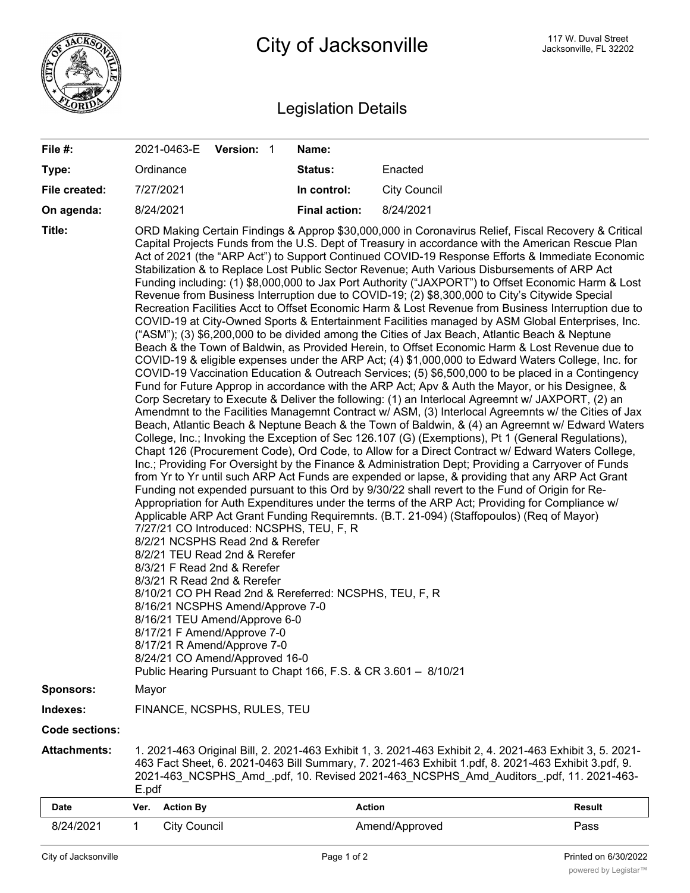# City of Jacksonville

117 W. Duval Street
Jacksonville, FL 32202

## Legislation Details

| | | | |
|---|---|---|---|
| **File #:** | 2021-0463-E **Version:** 1 | **Name:** | |
| **Type:** | Ordinance | **Status:** | Enacted |
| **File created:** | 7/27/2021 | **In control:** | City Council |
| **On agenda:** | 8/24/2021 | **Final action:** | 8/24/2021 |

**Title:** ORD Making Certain Findings & Approp $30,000,000 in Coronavirus Relief, Fiscal Recovery & Critical Capital Projects Funds from the U.S. Dept of Treasury in accordance with the American Rescue Plan Act of 2021 (the "ARP Act") to Support Continued COVID-19 Response Efforts & Immediate Economic Stabilization & to Replace Lost Public Sector Revenue; Auth Various Disbursements of ARP Act Funding including: (1) $8,000,000 to Jax Port Authority ("JAXPORT") to Offset Economic Harm & Lost Revenue from Business Interruption due to COVID-19; (2) $8,300,000 to City's Citywide Special Recreation Facilities Acct to Offset Economic Harm & Lost Revenue from Business Interruption due to COVID-19 at City-Owned Sports & Entertainment Facilities managed by ASM Global Enterprises, Inc. ("ASM"); (3) $6,200,000 to be divided among the Cities of Jax Beach, Atlantic Beach & Neptune Beach & the Town of Baldwin, as Provided Herein, to Offset Economic Harm & Lost Revenue due to COVID-19 & eligible expenses under the ARP Act; (4) $1,000,000 to Edward Waters College, Inc. for COVID-19 Vaccination Education & Outreach Services; (5) $6,500,000 to be placed in a Contingency Fund for Future Approp in accordance with the ARP Act; Apv & Auth the Mayor, or his Designee, & Corp Secretary to Execute & Deliver the following: (1) an Interlocal Agreemnt w/ JAXPORT, (2) an Amendmnt to the Facilities Managemnt Contract w/ ASM, (3) Interlocal Agreemnts w/ the Cities of Jax Beach, Atlantic Beach & Neptune Beach & the Town of Baldwin, & (4) an Agreemnt w/ Edward Waters College, Inc.; Invoking the Exception of Sec 126.107 (G) (Exemptions), Pt 1 (General Regulations), Chapt 126 (Procurement Code), Ord Code, to Allow for a Direct Contract w/ Edward Waters College, Inc.; Providing For Oversight by the Finance & Administration Dept; Providing a Carryover of Funds from Yr to Yr until such ARP Act Funds are expended or lapse, & providing that any ARP Act Grant Funding not expended pursuant to this Ord by 9/30/22 shall revert to the Fund of Origin for Re-Appropriation for Auth Expenditures under the terms of the ARP Act; Providing for Compliance w/ Applicable ARP Act Grant Funding Requiremnts. (B.T. 21-094) (Staffopoulos) (Req of Mayor)
7/27/21 CO Introduced: NCSPHS, TEU, F, R
8/2/21 NCSPHS Read 2nd & Rerefer
8/2/21 TEU Read 2nd & Rerefer
8/3/21 F Read 2nd & Rerefer
8/3/21 R Read 2nd & Rerefer
8/10/21 CO PH Read 2nd & Rereferred: NCSPHS, TEU, F, R
8/16/21 NCSPHS Amend/Approve 7-0
8/16/21 TEU Amend/Approve 6-0
8/17/21 F Amend/Approve 7-0
8/17/21 R Amend/Approve 7-0
8/24/21 CO Amend/Approved 16-0
Public Hearing Pursuant to Chapt 166, F.S. & CR 3.601 – 8/10/21

**Sponsors:** Mayor

**Indexes:** FINANCE, NCSPHS, RULES, TEU

**Code sections:**

**Attachments:** 1. 2021-463 Original Bill, 2. 2021-463 Exhibit 1, 3. 2021-463 Exhibit 2, 4. 2021-463 Exhibit 3, 5. 2021-463 Fact Sheet, 6. 2021-0463 Bill Summary, 7. 2021-463 Exhibit 1.pdf, 8. 2021-463 Exhibit 3.pdf, 9. 2021-463_NCSPHS_Amd_.pdf, 10. Revised 2021-463_NCSPHS_Amd_Auditors_.pdf, 11. 2021-463-E.pdf

| Date | Ver. | Action By | Action | Result |
|---|---|---|---|---|
| 8/24/2021 | 1 | City Council | Amend/Approved | Pass |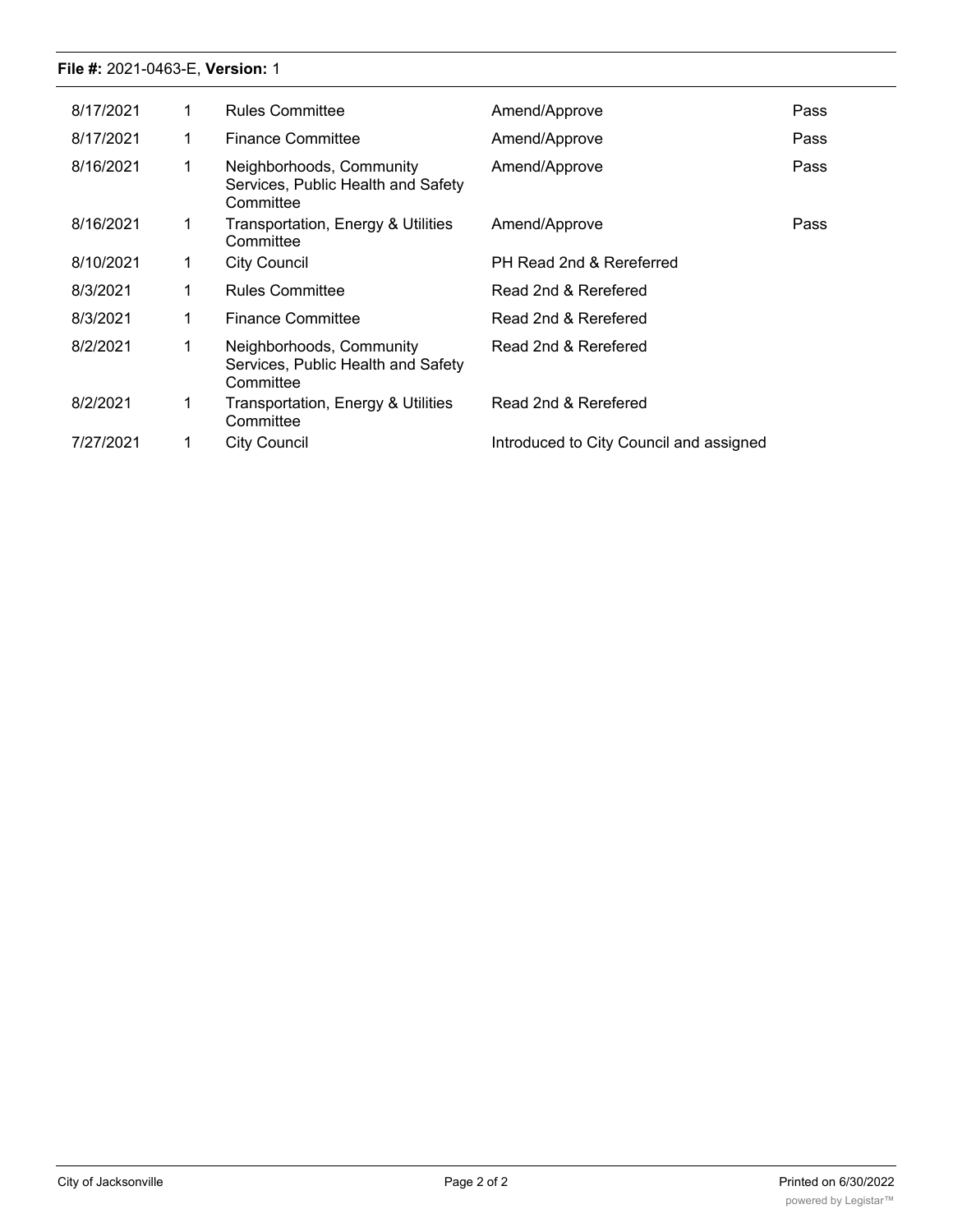**File #:** 2021-0463-E, **Version:** 1

| | | | | |
|---|---|---|---|---|
| 8/17/2021 | 1 | Rules Committee | Amend/Approve | Pass |
| 8/17/2021 | 1 | Finance Committee | Amend/Approve | Pass |
| 8/16/2021 | 1 | Neighborhoods, Community Services, Public Health and Safety Committee | Amend/Approve | Pass |
| 8/16/2021 | 1 | Transportation, Energy & Utilities Committee | Amend/Approve | Pass |
| 8/10/2021 | 1 | City Council | PH Read 2nd & Rereferred | |
| 8/3/2021 | 1 | Rules Committee | Read 2nd & Rerefered | |
| 8/3/2021 | 1 | Finance Committee | Read 2nd & Rerefered | |
| 8/2/2021 | 1 | Neighborhoods, Community Services, Public Health and Safety Committee | Read 2nd & Rerefered | |
| 8/2/2021 | 1 | Transportation, Energy & Utilities Committee | Read 2nd & Rerefered | |
| 7/27/2021 | 1 | City Council | Introduced to City Council and assigned | |